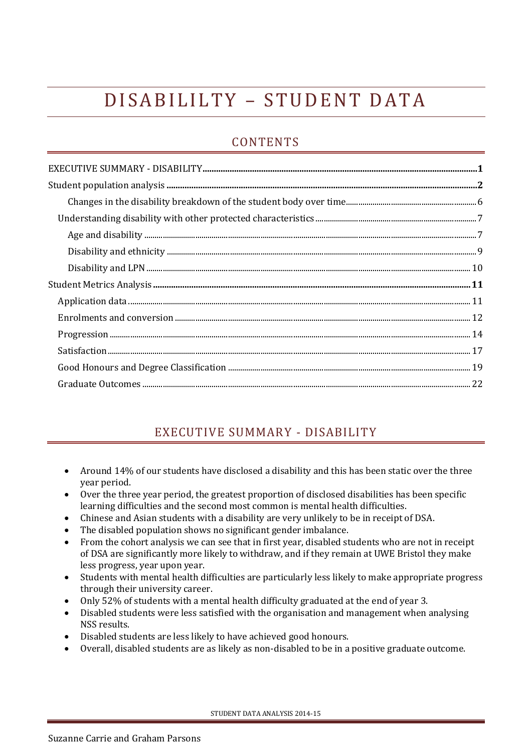# DISABILILTY – STUDENT DATA

## CONTENTS

- EXECUTIVE SUMMARY - DISABILITY ........ 1
- Student population analysis ........ 2
  - Changes in the disability breakdown of the student body over time ........ 6
  - Understanding disability with other protected characteristics ........ 7
    - Age and disability ........ 7
    - Disability and ethnicity ........ 9
    - Disability and LPN ........ 10
- Student Metrics Analysis ........ 11
  - Application data ........ 11
  - Enrolments and conversion ........ 12
  - Progression ........ 14
  - Satisfaction ........ 17
  - Good Honours and Degree Classification ........ 19
  - Graduate Outcomes ........ 22

## EXECUTIVE SUMMARY - DISABILITY

- Around 14% of our students have disclosed a disability and this has been static over the three year period.
- Over the three year period, the greatest proportion of disclosed disabilities has been specific learning difficulties and the second most common is mental health difficulties.
- Chinese and Asian students with a disability are very unlikely to be in receipt of DSA.
- The disabled population shows no significant gender imbalance.
- From the cohort analysis we can see that in first year, disabled students who are not in receipt of DSA are significantly more likely to withdraw, and if they remain at UWE Bristol they make less progress, year upon year.
- Students with mental health difficulties are particularly less likely to make appropriate progress through their university career.
- Only 52% of students with a mental health difficulty graduated at the end of year 3.
- Disabled students were less satisfied with the organisation and management when analysing NSS results.
- Disabled students are less likely to have achieved good honours.
- Overall, disabled students are as likely as non-disabled to be in a positive graduate outcome.

STUDENT DATA ANALYSIS 2014-15

Suzanne Carrie and Graham Parsons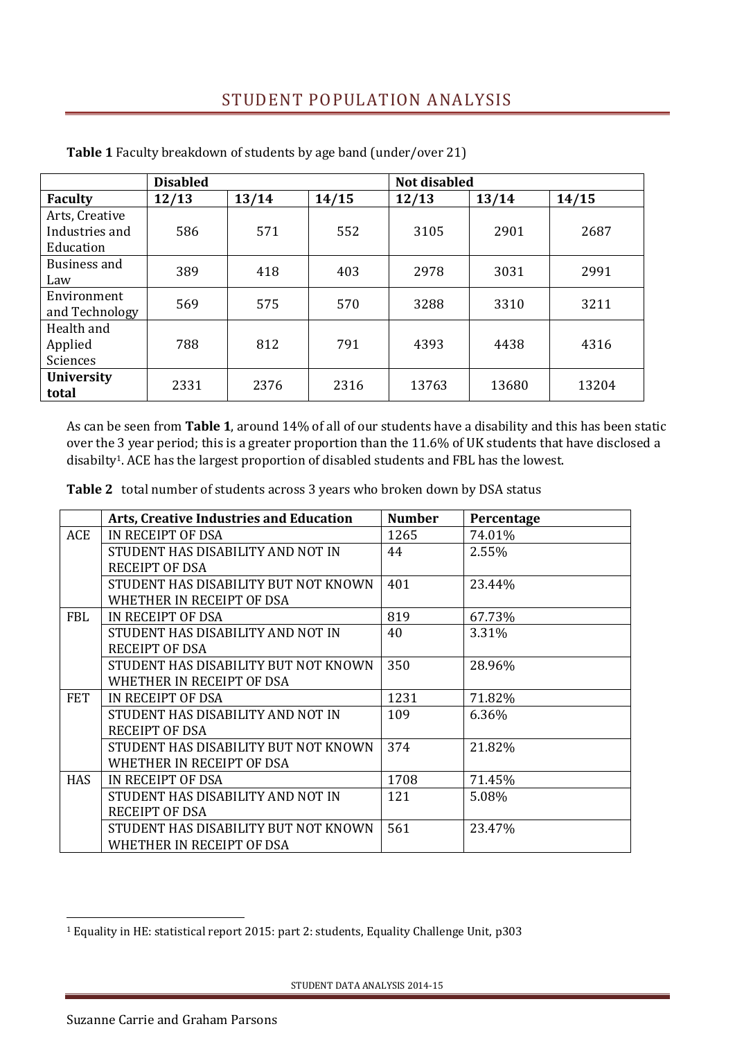## STUDENT POPULATION ANALYSIS

**Table 1** Faculty breakdown of students by age band (under/over 21)

| | Disabled | | | Not disabled | | |
|---|---|---|---|---|---|---|
| **Faculty** | **12/13** | **13/14** | **14/15** | **12/13** | **13/14** | **14/15** |
| Arts, Creative Industries and Education | 586 | 571 | 552 | 3105 | 2901 | 2687 |
| Business and Law | 389 | 418 | 403 | 2978 | 3031 | 2991 |
| Environment and Technology | 569 | 575 | 570 | 3288 | 3310 | 3211 |
| Health and Applied Sciences | 788 | 812 | 791 | 4393 | 4438 | 4316 |
| **University total** | 2331 | 2376 | 2316 | 13763 | 13680 | 13204 |

As can be seen from **Table 1**, around 14% of all of our students have a disability and this has been static over the 3 year period; this is a greater proportion than the 11.6% of UK students that have disclosed a disabilty[1]. ACE has the largest proportion of disabled students and FBL has the lowest.

**Table 2** total number of students across 3 years who broken down by DSA status

| | Arts, Creative Industries and Education | Number | Percentage |
|---|---|---|---|
| ACE | IN RECEIPT OF DSA | 1265 | 74.01% |
| | STUDENT HAS DISABILITY AND NOT IN RECEIPT OF DSA | 44 | 2.55% |
| | STUDENT HAS DISABILITY BUT NOT KNOWN WHETHER IN RECEIPT OF DSA | 401 | 23.44% |
| FBL | IN RECEIPT OF DSA | 819 | 67.73% |
| | STUDENT HAS DISABILITY AND NOT IN RECEIPT OF DSA | 40 | 3.31% |
| | STUDENT HAS DISABILITY BUT NOT KNOWN WHETHER IN RECEIPT OF DSA | 350 | 28.96% |
| FET | IN RECEIPT OF DSA | 1231 | 71.82% |
| | STUDENT HAS DISABILITY AND NOT IN RECEIPT OF DSA | 109 | 6.36% |
| | STUDENT HAS DISABILITY BUT NOT KNOWN WHETHER IN RECEIPT OF DSA | 374 | 21.82% |
| HAS | IN RECEIPT OF DSA | 1708 | 71.45% |
| | STUDENT HAS DISABILITY AND NOT IN RECEIPT OF DSA | 121 | 5.08% |
| | STUDENT HAS DISABILITY BUT NOT KNOWN WHETHER IN RECEIPT OF DSA | 561 | 23.47% |

[1] Equality in HE: statistical report 2015: part 2: students, Equality Challenge Unit, p303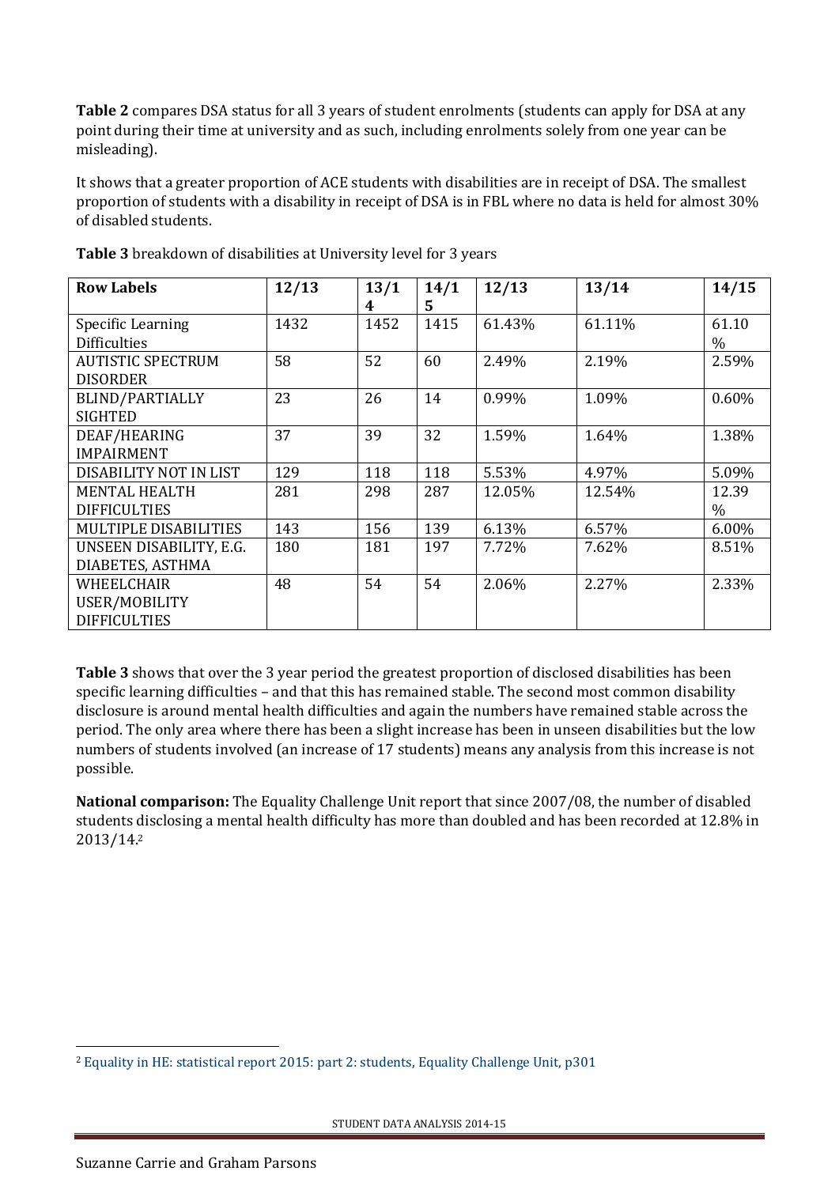**Table 2** compares DSA status for all 3 years of student enrolments (students can apply for DSA at any point during their time at university and as such, including enrolments solely from one year can be misleading).

It shows that a greater proportion of ACE students with disabilities are in receipt of DSA. The smallest proportion of students with a disability in receipt of DSA is in FBL where no data is held for almost 30% of disabled students.

**Table 3** breakdown of disabilities at University level for 3 years

| Row Labels | 12/13 | 13/14 | 14/15 | 12/13 | 13/14 | 14/15 |
|---|---|---|---|---|---|---|
| Specific Learning Difficulties | 1432 | 1452 | 1415 | 61.43% | 61.11% | 61.10% |
| AUTISTIC SPECTRUM DISORDER | 58 | 52 | 60 | 2.49% | 2.19% | 2.59% |
| BLIND/PARTIALLY SIGHTED | 23 | 26 | 14 | 0.99% | 1.09% | 0.60% |
| DEAF/HEARING IMPAIRMENT | 37 | 39 | 32 | 1.59% | 1.64% | 1.38% |
| DISABILITY NOT IN LIST | 129 | 118 | 118 | 5.53% | 4.97% | 5.09% |
| MENTAL HEALTH DIFFICULTIES | 281 | 298 | 287 | 12.05% | 12.54% | 12.39% |
| MULTIPLE DISABILITIES | 143 | 156 | 139 | 6.13% | 6.57% | 6.00% |
| UNSEEN DISABILITY, E.G. DIABETES, ASTHMA | 180 | 181 | 197 | 7.72% | 7.62% | 8.51% |
| WHEELCHAIR USER/MOBILITY DIFFICULTIES | 48 | 54 | 54 | 2.06% | 2.27% | 2.33% |

**Table 3** shows that over the 3 year period the greatest proportion of disclosed disabilities has been specific learning difficulties – and that this has remained stable. The second most common disability disclosure is around mental health difficulties and again the numbers have remained stable across the period. The only area where there has been a slight increase has been in unseen disabilities but the low numbers of students involved (an increase of 17 students) means any analysis from this increase is not possible.

**National comparison:** The Equality Challenge Unit report that since 2007/08, the number of disabled students disclosing a mental health difficulty has more than doubled and has been recorded at 12.8% in 2013/14.[2]

[2] Equality in HE: statistical report 2015: part 2: students, Equality Challenge Unit, p301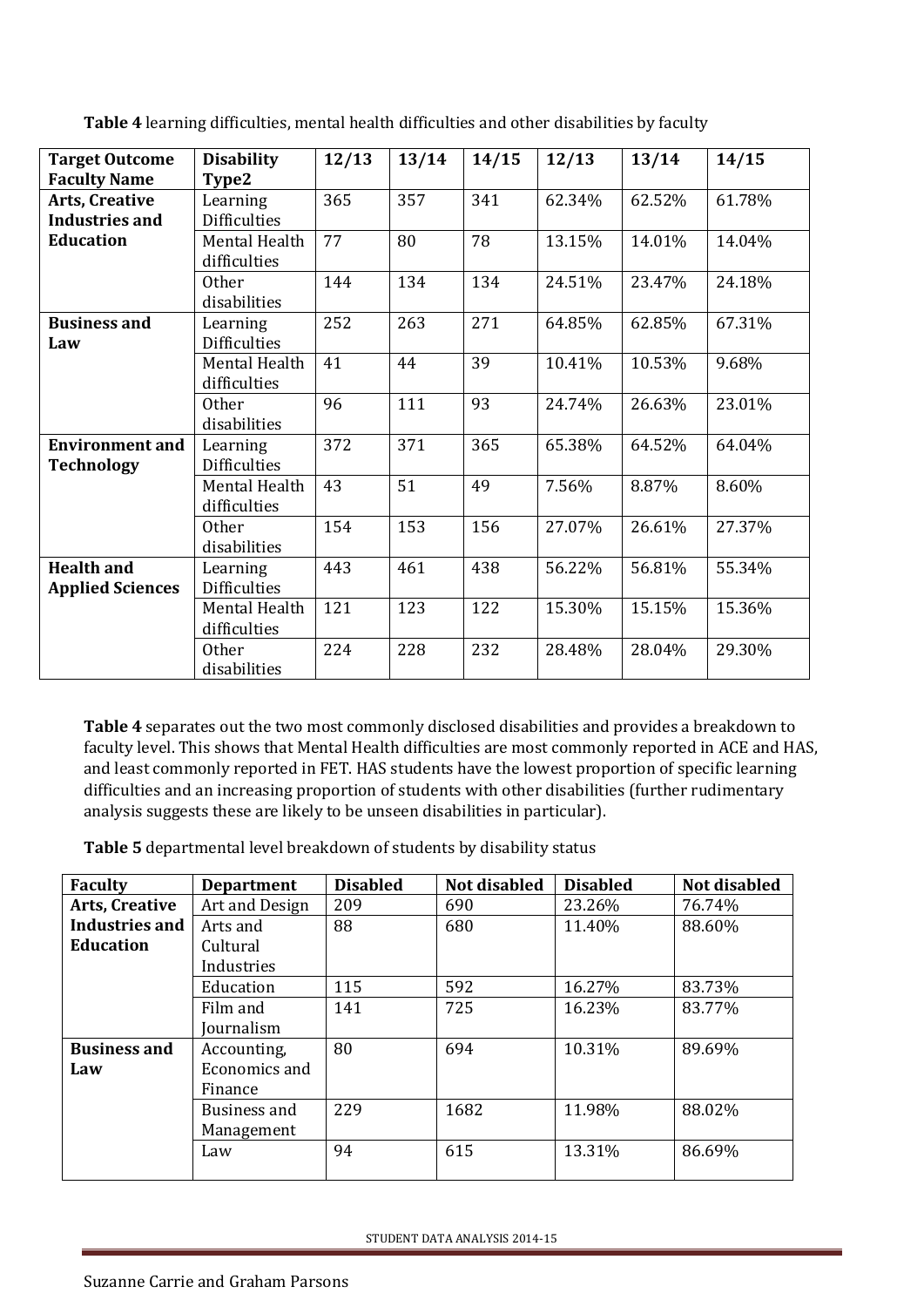**Table 4** learning difficulties, mental health difficulties and other disabilities by faculty

| Target Outcome Faculty Name | Disability Type2 | 12/13 | 13/14 | 14/15 | 12/13 | 13/14 | 14/15 |
|---|---|---|---|---|---|---|---|
| **Arts, Creative Industries and Education** | Learning Difficulties | 365 | 357 | 341 | 62.34% | 62.52% | 61.78% |
| | Mental Health difficulties | 77 | 80 | 78 | 13.15% | 14.01% | 14.04% |
| | Other disabilities | 144 | 134 | 134 | 24.51% | 23.47% | 24.18% |
| **Business and Law** | Learning Difficulties | 252 | 263 | 271 | 64.85% | 62.85% | 67.31% |
| | Mental Health difficulties | 41 | 44 | 39 | 10.41% | 10.53% | 9.68% |
| | Other disabilities | 96 | 111 | 93 | 24.74% | 26.63% | 23.01% |
| **Environment and Technology** | Learning Difficulties | 372 | 371 | 365 | 65.38% | 64.52% | 64.04% |
| | Mental Health difficulties | 43 | 51 | 49 | 7.56% | 8.87% | 8.60% |
| | Other disabilities | 154 | 153 | 156 | 27.07% | 26.61% | 27.37% |
| **Health and Applied Sciences** | Learning Difficulties | 443 | 461 | 438 | 56.22% | 56.81% | 55.34% |
| | Mental Health difficulties | 121 | 123 | 122 | 15.30% | 15.15% | 15.36% |
| | Other disabilities | 224 | 228 | 232 | 28.48% | 28.04% | 29.30% |

**Table 4** separates out the two most commonly disclosed disabilities and provides a breakdown to faculty level. This shows that Mental Health difficulties are most commonly reported in ACE and HAS, and least commonly reported in FET. HAS students have the lowest proportion of specific learning difficulties and an increasing proportion of students with other disabilities (further rudimentary analysis suggests these are likely to be unseen disabilities in particular).

**Table 5** departmental level breakdown of students by disability status

| Faculty | Department | Disabled | Not disabled | Disabled | Not disabled |
|---|---|---|---|---|---|
| **Arts, Creative Industries and Education** | Art and Design | 209 | 690 | 23.26% | 76.74% |
| | Arts and Cultural Industries | 88 | 680 | 11.40% | 88.60% |
| | Education | 115 | 592 | 16.27% | 83.73% |
| | Film and Journalism | 141 | 725 | 16.23% | 83.77% |
| **Business and Law** | Accounting, Economics and Finance | 80 | 694 | 10.31% | 89.69% |
| | Business and Management | 229 | 1682 | 11.98% | 88.02% |
| | Law | 94 | 615 | 13.31% | 86.69% |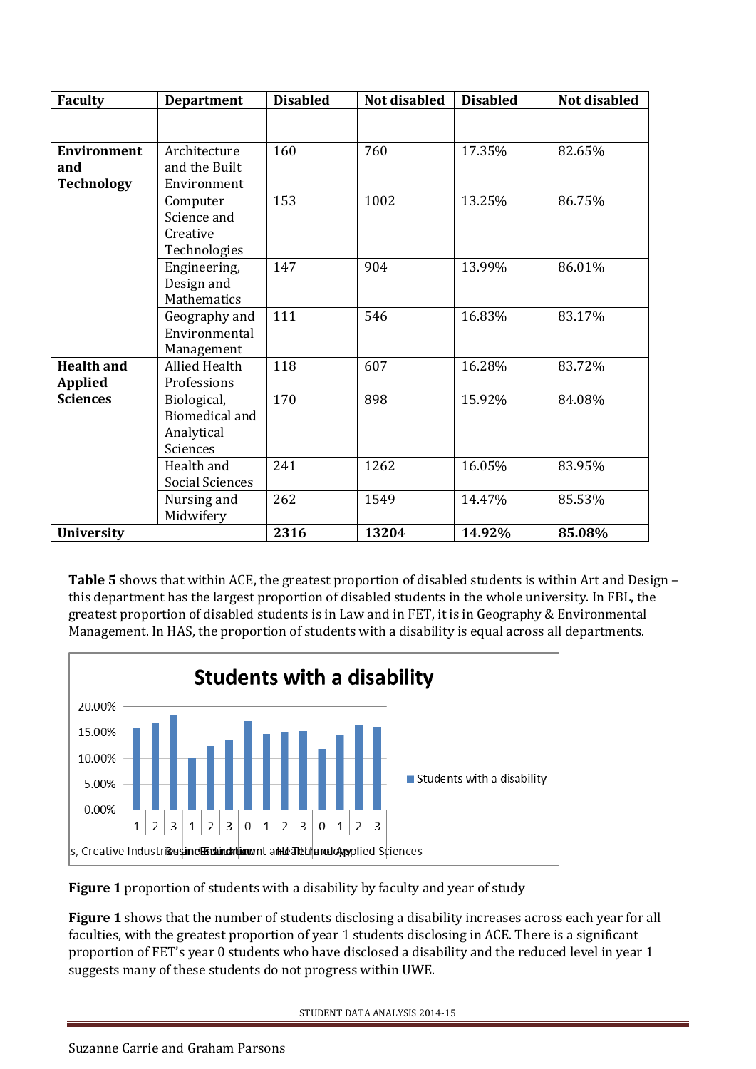| Faculty | Department | Disabled | Not disabled | Disabled | Not disabled |
|---|---|---|---|---|---|
| | | | | | |
| **Environment and Technology** | Architecture and the Built Environment | 160 | 760 | 17.35% | 82.65% |
| | Computer Science and Creative Technologies | 153 | 1002 | 13.25% | 86.75% |
| | Engineering, Design and Mathematics | 147 | 904 | 13.99% | 86.01% |
| | Geography and Environmental Management | 111 | 546 | 16.83% | 83.17% |
| **Health and Applied Sciences** | Allied Health Professions | 118 | 607 | 16.28% | 83.72% |
| | Biological, Biomedical and Analytical Sciences | 170 | 898 | 15.92% | 84.08% |
| | Health and Social Sciences | 241 | 1262 | 16.05% | 83.95% |
| | Nursing and Midwifery | 262 | 1549 | 14.47% | 85.53% |
| **University** | | **2316** | **13204** | **14.92%** | **85.08%** |

**Table 5** shows that within ACE, the greatest proportion of disabled students is within Art and Design – this department has the largest proportion of disabled students in the whole university. In FBL, the greatest proportion of disabled students is in Law and in FET, it is in Geography & Environmental Management. In HAS, the proportion of students with a disability is equal across all departments.

**Figure 1** proportion of students with a disability by faculty and year of study

**Figure 1** shows that the number of students disclosing a disability increases across each year for all faculties, with the greatest proportion of year 1 students disclosing in ACE. There is a significant proportion of FET's year 0 students who have disclosed a disability and the reduced level in year 1 suggests many of these students do not progress within UWE.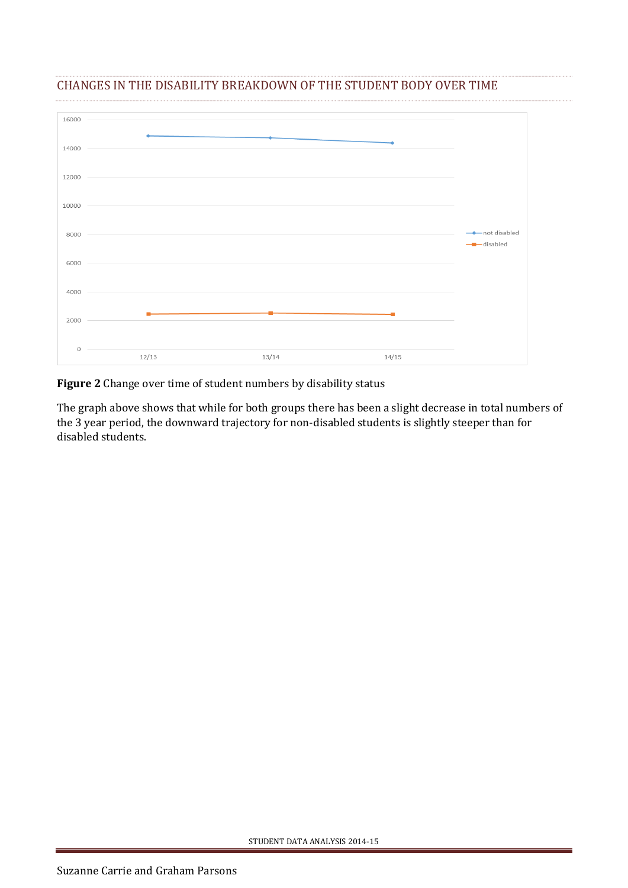## CHANGES IN THE DISABILITY BREAKDOWN OF THE STUDENT BODY OVER TIME

**Figure 2** Change over time of student numbers by disability status

The graph above shows that while for both groups there has been a slight decrease in total numbers of the 3 year period, the downward trajectory for non-disabled students is slightly steeper than for disabled students.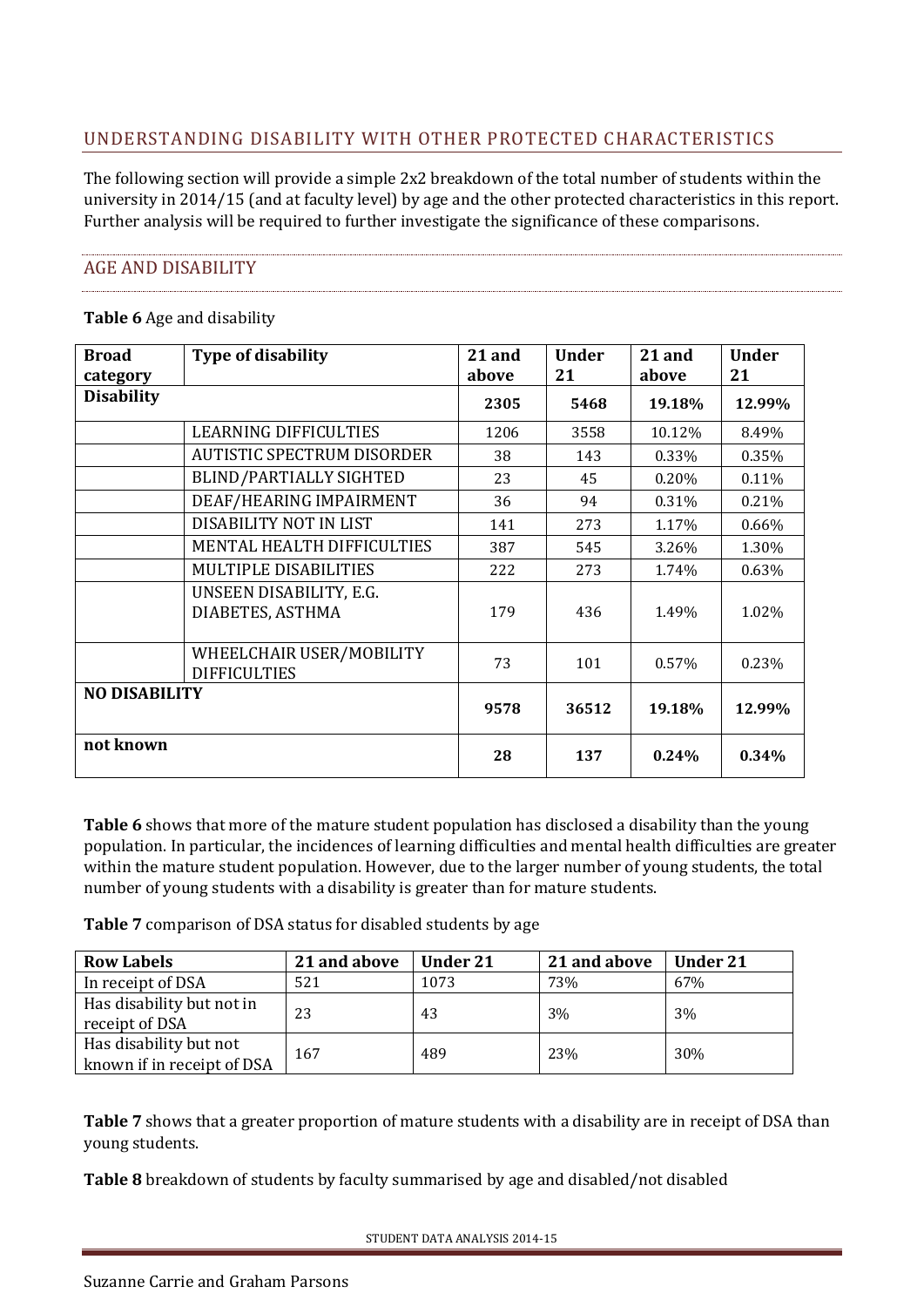## UNDERSTANDING DISABILITY WITH OTHER PROTECTED CHARACTERISTICS

The following section will provide a simple 2x2 breakdown of the total number of students within the university in 2014/15 (and at faculty level) by age and the other protected characteristics in this report. Further analysis will be required to further investigate the significance of these comparisons.

### AGE AND DISABILITY

**Table 6** Age and disability

| Broad category | Type of disability | 21 and above | Under 21 | 21 and above | Under 21 |
|---|---|---|---|---|---|
| **Disability** | | **2305** | **5468** | **19.18%** | **12.99%** |
| | LEARNING DIFFICULTIES | 1206 | 3558 | 10.12% | 8.49% |
| | AUTISTIC SPECTRUM DISORDER | 38 | 143 | 0.33% | 0.35% |
| | BLIND/PARTIALLY SIGHTED | 23 | 45 | 0.20% | 0.11% |
| | DEAF/HEARING IMPAIRMENT | 36 | 94 | 0.31% | 0.21% |
| | DISABILITY NOT IN LIST | 141 | 273 | 1.17% | 0.66% |
| | MENTAL HEALTH DIFFICULTIES | 387 | 545 | 3.26% | 1.30% |
| | MULTIPLE DISABILITIES | 222 | 273 | 1.74% | 0.63% |
| | UNSEEN DISABILITY, E.G. DIABETES, ASTHMA | 179 | 436 | 1.49% | 1.02% |
| | WHEELCHAIR USER/MOBILITY DIFFICULTIES | 73 | 101 | 0.57% | 0.23% |
| **NO DISABILITY** | | **9578** | **36512** | **19.18%** | **12.99%** |
| **not known** | | **28** | **137** | **0.24%** | **0.34%** |

**Table 6** shows that more of the mature student population has disclosed a disability than the young population. In particular, the incidences of learning difficulties and mental health difficulties are greater within the mature student population. However, due to the larger number of young students, the total number of young students with a disability is greater than for mature students.

**Table 7** comparison of DSA status for disabled students by age

| Row Labels | 21 and above | Under 21 | 21 and above | Under 21 |
|---|---|---|---|---|
| In receipt of DSA | 521 | 1073 | 73% | 67% |
| Has disability but not in receipt of DSA | 23 | 43 | 3% | 3% |
| Has disability but not known if in receipt of DSA | 167 | 489 | 23% | 30% |

**Table 7** shows that a greater proportion of mature students with a disability are in receipt of DSA than young students.

**Table 8** breakdown of students by faculty summarised by age and disabled/not disabled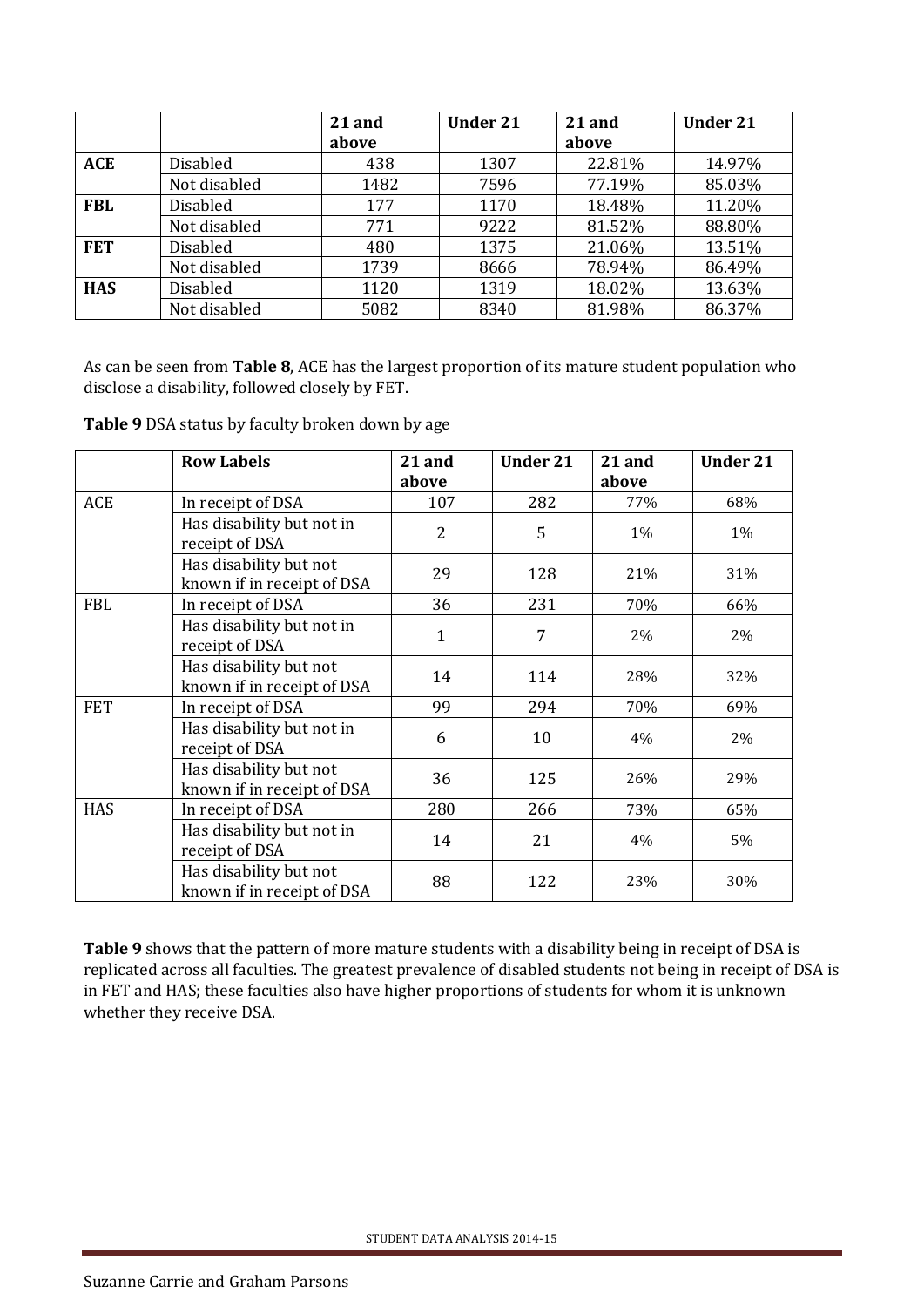| | | 21 and above | Under 21 | 21 and above | Under 21 |
|---|---|---|---|---|---|
| **ACE** | Disabled | 438 | 1307 | 22.81% | 14.97% |
| | Not disabled | 1482 | 7596 | 77.19% | 85.03% |
| **FBL** | Disabled | 177 | 1170 | 18.48% | 11.20% |
| | Not disabled | 771 | 9222 | 81.52% | 88.80% |
| **FET** | Disabled | 480 | 1375 | 21.06% | 13.51% |
| | Not disabled | 1739 | 8666 | 78.94% | 86.49% |
| **HAS** | Disabled | 1120 | 1319 | 18.02% | 13.63% |
| | Not disabled | 5082 | 8340 | 81.98% | 86.37% |

As can be seen from **Table 8**, ACE has the largest proportion of its mature student population who disclose a disability, followed closely by FET.

**Table 9** DSA status by faculty broken down by age

| | **Row Labels** | **21 and above** | **Under 21** | **21 and above** | **Under 21** |
|---|---|---|---|---|---|
| ACE | In receipt of DSA | 107 | 282 | 77% | 68% |
| | Has disability but not in receipt of DSA | 2 | 5 | 1% | 1% |
| | Has disability but not known if in receipt of DSA | 29 | 128 | 21% | 31% |
| FBL | In receipt of DSA | 36 | 231 | 70% | 66% |
| | Has disability but not in receipt of DSA | 1 | 7 | 2% | 2% |
| | Has disability but not known if in receipt of DSA | 14 | 114 | 28% | 32% |
| FET | In receipt of DSA | 99 | 294 | 70% | 69% |
| | Has disability but not in receipt of DSA | 6 | 10 | 4% | 2% |
| | Has disability but not known if in receipt of DSA | 36 | 125 | 26% | 29% |
| HAS | In receipt of DSA | 280 | 266 | 73% | 65% |
| | Has disability but not in receipt of DSA | 14 | 21 | 4% | 5% |
| | Has disability but not known if in receipt of DSA | 88 | 122 | 23% | 30% |

**Table 9** shows that the pattern of more mature students with a disability being in receipt of DSA is replicated across all faculties. The greatest prevalence of disabled students not being in receipt of DSA is in FET and HAS; these faculties also have higher proportions of students for whom it is unknown whether they receive DSA.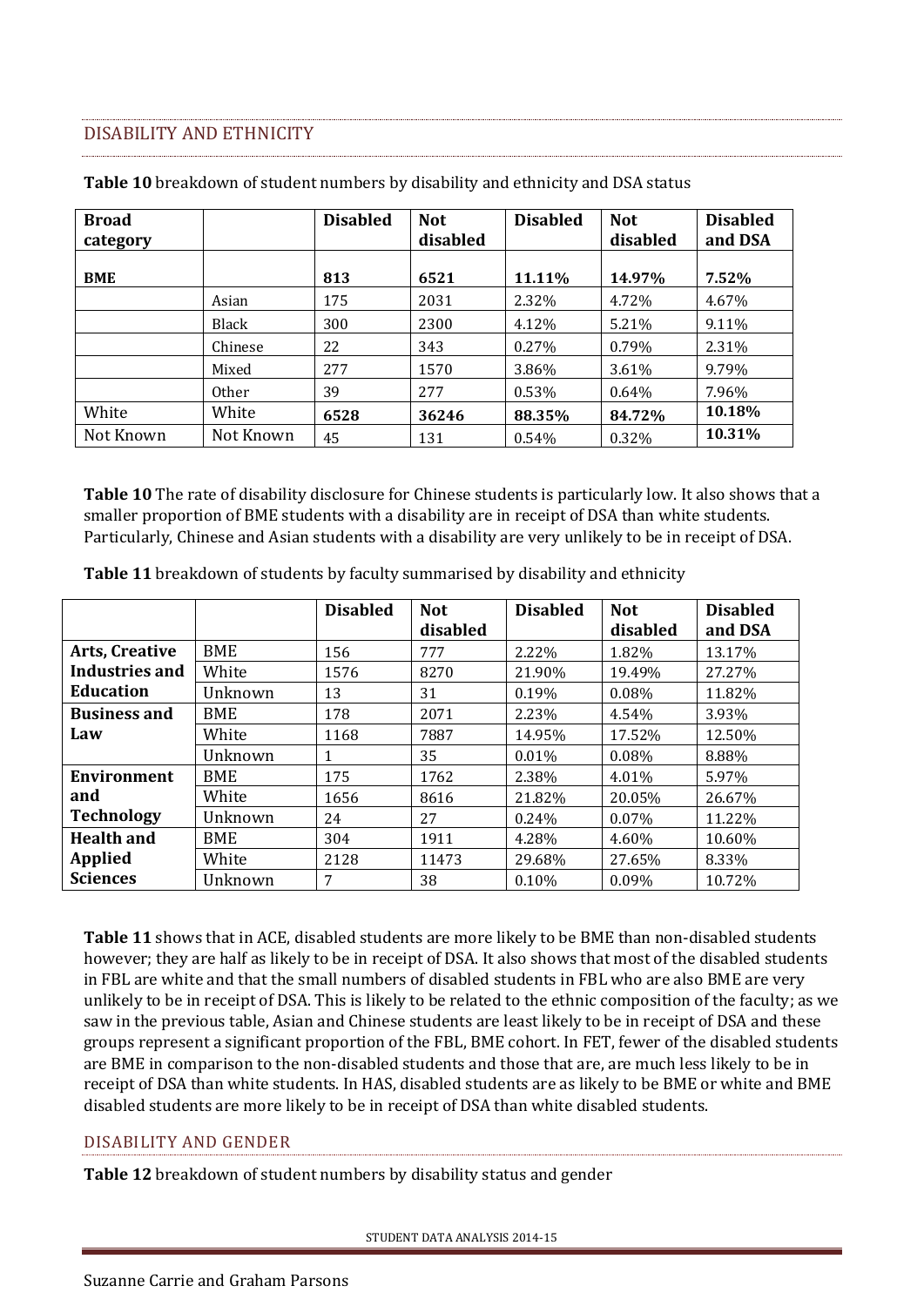## DISABILITY AND ETHNICITY

**Table 10** breakdown of student numbers by disability and ethnicity and DSA status

| Broad category | | Disabled | Not disabled | Disabled | Not disabled | Disabled and DSA |
|---|---|---|---|---|---|---|
| **BME** | | **813** | **6521** | **11.11%** | **14.97%** | **7.52%** |
| | Asian | 175 | 2031 | 2.32% | 4.72% | 4.67% |
| | Black | 300 | 2300 | 4.12% | 5.21% | 9.11% |
| | Chinese | 22 | 343 | 0.27% | 0.79% | 2.31% |
| | Mixed | 277 | 1570 | 3.86% | 3.61% | 9.79% |
| | Other | 39 | 277 | 0.53% | 0.64% | 7.96% |
| White | White | **6528** | **36246** | **88.35%** | **84.72%** | **10.18%** |
| Not Known | Not Known | 45 | 131 | 0.54% | 0.32% | **10.31%** |

**Table 10** The rate of disability disclosure for Chinese students is particularly low. It also shows that a smaller proportion of BME students with a disability are in receipt of DSA than white students. Particularly, Chinese and Asian students with a disability are very unlikely to be in receipt of DSA.

**Table 11** breakdown of students by faculty summarised by disability and ethnicity

| | | Disabled | Not disabled | Disabled | Not disabled | Disabled and DSA |
|---|---|---|---|---|---|---|
| **Arts, Creative Industries and Education** | BME | 156 | 777 | 2.22% | 1.82% | 13.17% |
| | White | 1576 | 8270 | 21.90% | 19.49% | 27.27% |
| | Unknown | 13 | 31 | 0.19% | 0.08% | 11.82% |
| **Business and Law** | BME | 178 | 2071 | 2.23% | 4.54% | 3.93% |
| | White | 1168 | 7887 | 14.95% | 17.52% | 12.50% |
| | Unknown | 1 | 35 | 0.01% | 0.08% | 8.88% |
| **Environment and Technology** | BME | 175 | 1762 | 2.38% | 4.01% | 5.97% |
| | White | 1656 | 8616 | 21.82% | 20.05% | 26.67% |
| | Unknown | 24 | 27 | 0.24% | 0.07% | 11.22% |
| **Health and Applied Sciences** | BME | 304 | 1911 | 4.28% | 4.60% | 10.60% |
| | White | 2128 | 11473 | 29.68% | 27.65% | 8.33% |
| | Unknown | 7 | 38 | 0.10% | 0.09% | 10.72% |

**Table 11** shows that in ACE, disabled students are more likely to be BME than non-disabled students however; they are half as likely to be in receipt of DSA. It also shows that most of the disabled students in FBL are white and that the small numbers of disabled students in FBL who are also BME are very unlikely to be in receipt of DSA. This is likely to be related to the ethnic composition of the faculty; as we saw in the previous table, Asian and Chinese students are least likely to be in receipt of DSA and these groups represent a significant proportion of the FBL, BME cohort. In FET, fewer of the disabled students are BME in comparison to the non-disabled students and those that are, are much less likely to be in receipt of DSA than white students. In HAS, disabled students are as likely to be BME or white and BME disabled students are more likely to be in receipt of DSA than white disabled students.

## DISABILITY AND GENDER

**Table 12** breakdown of student numbers by disability status and gender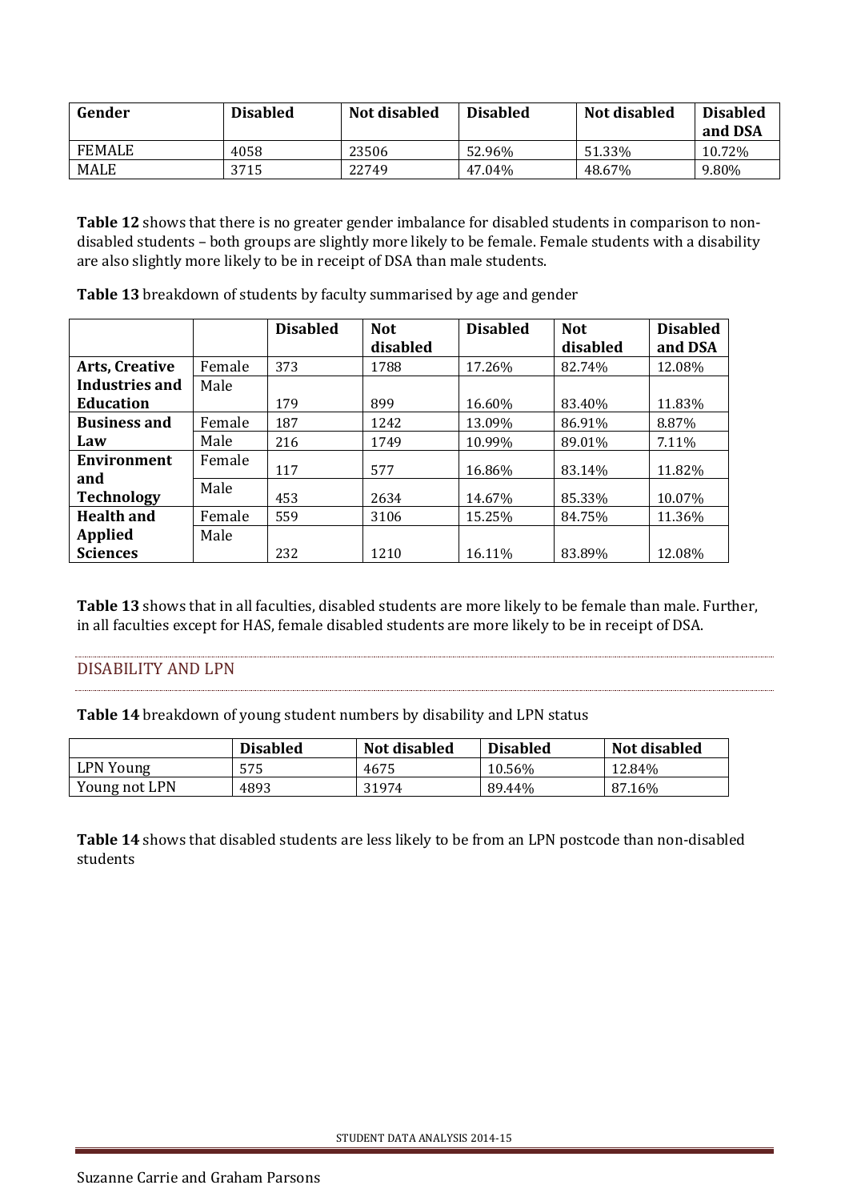| Gender | Disabled | Not disabled | Disabled | Not disabled | Disabled and DSA |
|---|---|---|---|---|---|
| FEMALE | 4058 | 23506 | 52.96% | 51.33% | 10.72% |
| MALE | 3715 | 22749 | 47.04% | 48.67% | 9.80% |

**Table 12** shows that there is no greater gender imbalance for disabled students in comparison to non-disabled students – both groups are slightly more likely to be female. Female students with a disability are also slightly more likely to be in receipt of DSA than male students.

**Table 13** breakdown of students by faculty summarised by age and gender

| | | Disabled | Not disabled | Disabled | Not disabled | Disabled and DSA |
|---|---|---|---|---|---|---|
| **Arts, Creative Industries and Education** | Female | 373 | 1788 | 17.26% | 82.74% | 12.08% |
| | Male | 179 | 899 | 16.60% | 83.40% | 11.83% |
| **Business and Law** | Female | 187 | 1242 | 13.09% | 86.91% | 8.87% |
| | Male | 216 | 1749 | 10.99% | 89.01% | 7.11% |
| **Environment and Technology** | Female | 117 | 577 | 16.86% | 83.14% | 11.82% |
| | Male | 453 | 2634 | 14.67% | 85.33% | 10.07% |
| **Health and Applied Sciences** | Female | 559 | 3106 | 15.25% | 84.75% | 11.36% |
| | Male | 232 | 1210 | 16.11% | 83.89% | 12.08% |

**Table 13** shows that in all faculties, disabled students are more likely to be female than male. Further, in all faculties except for HAS, female disabled students are more likely to be in receipt of DSA.

## DISABILITY AND LPN

**Table 14** breakdown of young student numbers by disability and LPN status

| | Disabled | Not disabled | Disabled | Not disabled |
|---|---|---|---|---|
| LPN Young | 575 | 4675 | 10.56% | 12.84% |
| Young not LPN | 4893 | 31974 | 89.44% | 87.16% |

**Table 14** shows that disabled students are less likely to be from an LPN postcode than non-disabled students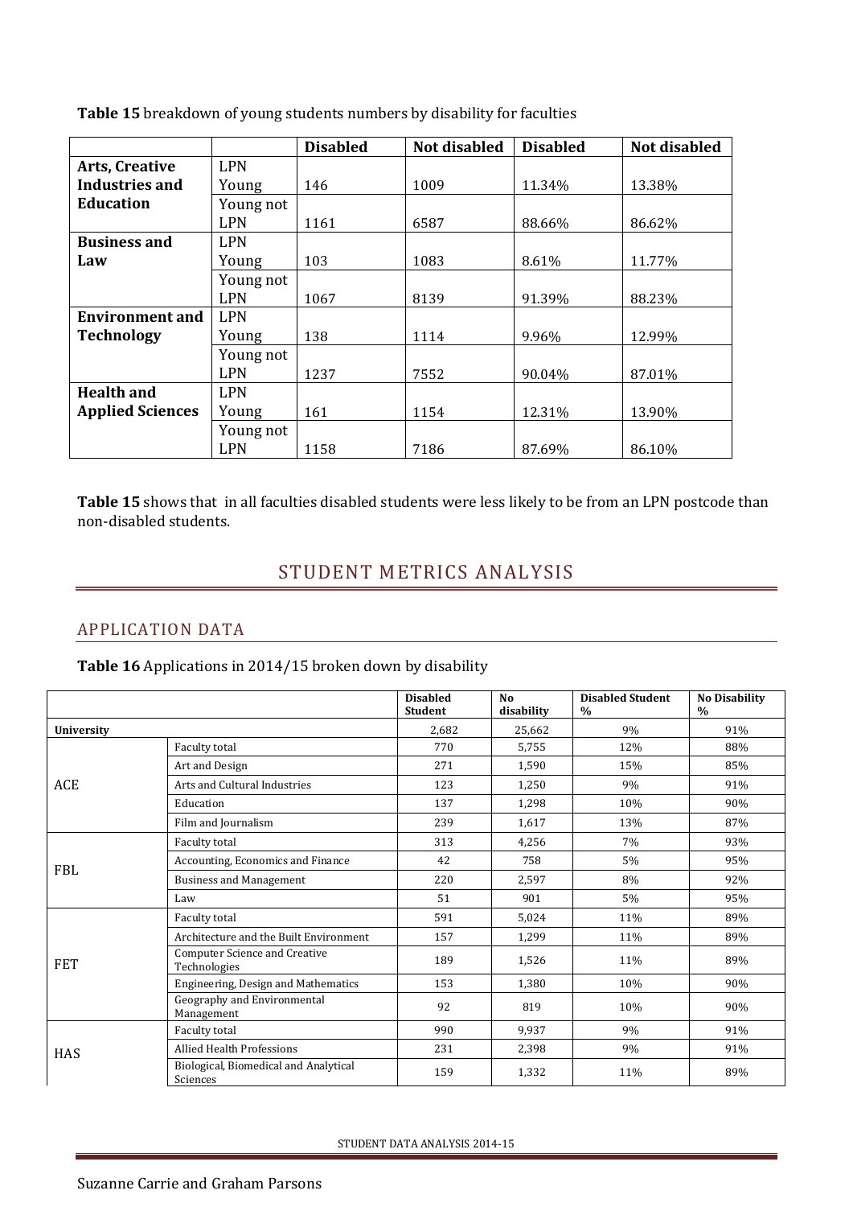**Table 15** breakdown of young students numbers by disability for faculties

| | | Disabled | Not disabled | Disabled | Not disabled |
|---|---|---|---|---|---|
| **Arts, Creative Industries and Education** | LPN Young | 146 | 1009 | 11.34% | 13.38% |
| | Young not LPN | 1161 | 6587 | 88.66% | 86.62% |
| **Business and Law** | LPN Young | 103 | 1083 | 8.61% | 11.77% |
| | Young not LPN | 1067 | 8139 | 91.39% | 88.23% |
| **Environment and Technology** | LPN Young | 138 | 1114 | 9.96% | 12.99% |
| | Young not LPN | 1237 | 7552 | 90.04% | 87.01% |
| **Health and Applied Sciences** | LPN Young | 161 | 1154 | 12.31% | 13.90% |
| | Young not LPN | 1158 | 7186 | 87.69% | 86.10% |

**Table 15** shows that in all faculties disabled students were less likely to be from an LPN postcode than non-disabled students.

# STUDENT METRICS ANALYSIS

## APPLICATION DATA

**Table 16** Applications in 2014/15 broken down by disability

| | | Disabled Student | No disability | Disabled Student % | No Disability % |
|---|---|---|---|---|---|
| **University** | | 2,682 | 25,662 | 9% | 91% |
| ACE | Faculty total | 770 | 5,755 | 12% | 88% |
| | Art and Design | 271 | 1,590 | 15% | 85% |
| | Arts and Cultural Industries | 123 | 1,250 | 9% | 91% |
| | Education | 137 | 1,298 | 10% | 90% |
| | Film and Journalism | 239 | 1,617 | 13% | 87% |
| FBL | Faculty total | 313 | 4,256 | 7% | 93% |
| | Accounting, Economics and Finance | 42 | 758 | 5% | 95% |
| | Business and Management | 220 | 2,597 | 8% | 92% |
| | Law | 51 | 901 | 5% | 95% |
| FET | Faculty total | 591 | 5,024 | 11% | 89% |
| | Architecture and the Built Environment | 157 | 1,299 | 11% | 89% |
| | Computer Science and Creative Technologies | 189 | 1,526 | 11% | 89% |
| | Engineering, Design and Mathematics | 153 | 1,380 | 10% | 90% |
| | Geography and Environmental Management | 92 | 819 | 10% | 90% |
| HAS | Faculty total | 990 | 9,937 | 9% | 91% |
| | Allied Health Professions | 231 | 2,398 | 9% | 91% |
| | Biological, Biomedical and Analytical Sciences | 159 | 1,332 | 11% | 89% |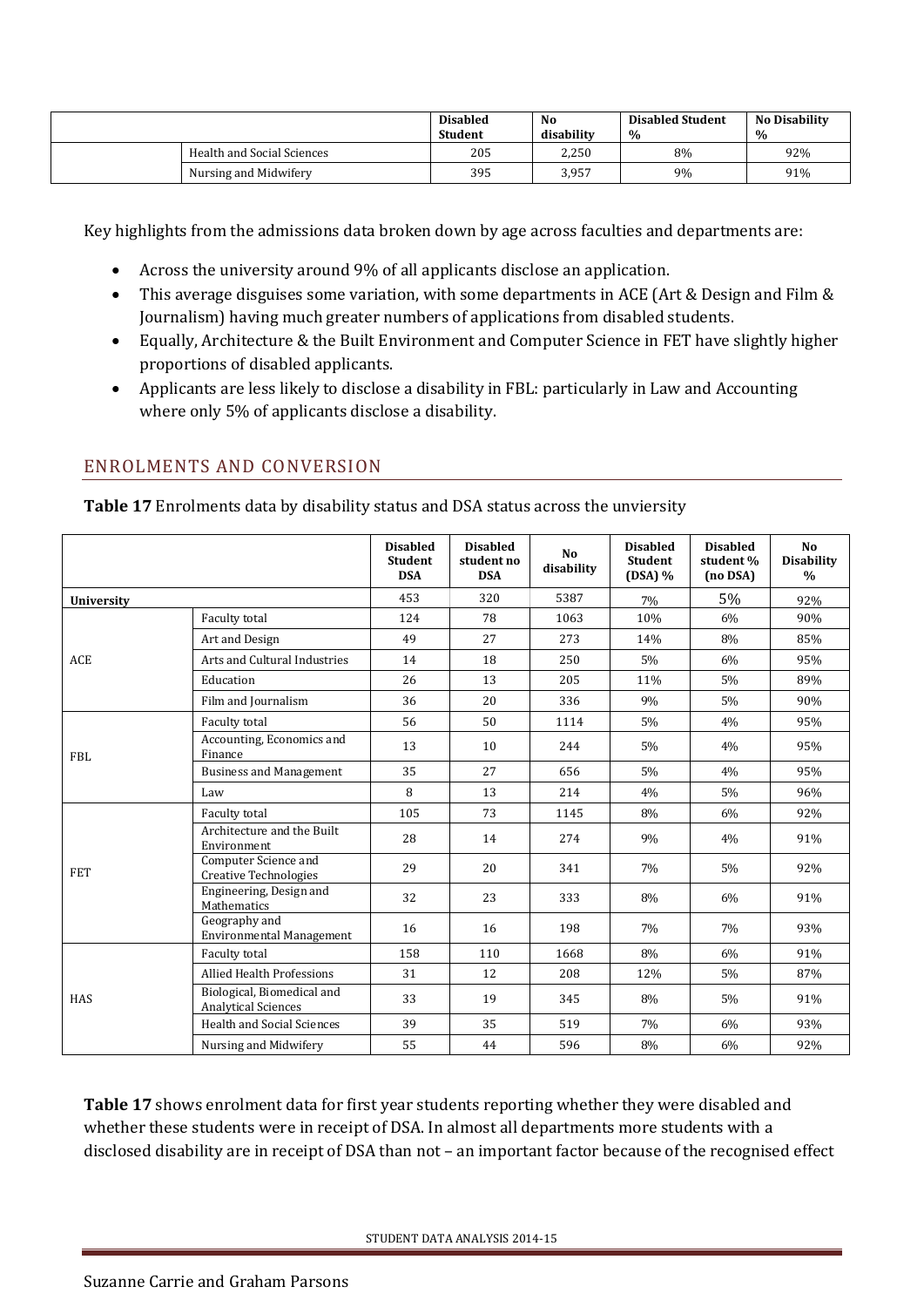| | | Disabled Student | No disability | Disabled Student % | No Disability % |
|---|---|---|---|---|---|
| | Health and Social Sciences | 205 | 2,250 | 8% | 92% |
| | Nursing and Midwifery | 395 | 3,957 | 9% | 91% |

Key highlights from the admissions data broken down by age across faculties and departments are:

- Across the university around 9% of all applicants disclose an application.
- This average disguises some variation, with some departments in ACE (Art & Design and Film & Journalism) having much greater numbers of applications from disabled students.
- Equally, Architecture & the Built Environment and Computer Science in FET have slightly higher proportions of disabled applicants.
- Applicants are less likely to disclose a disability in FBL: particularly in Law and Accounting where only 5% of applicants disclose a disability.

## ENROLMENTS AND CONVERSION

**Table 17** Enrolments data by disability status and DSA status across the unviersity

| | | Disabled Student DSA | Disabled student no DSA | No disability | Disabled Student (DSA) % | Disabled student % (no DSA) | No Disability % |
|---|---|---|---|---|---|---|---|
| University | | 453 | 320 | 5387 | 7% | 5% | 92% |
| ACE | Faculty total | 124 | 78 | 1063 | 10% | 6% | 90% |
| | Art and Design | 49 | 27 | 273 | 14% | 8% | 85% |
| | Arts and Cultural Industries | 14 | 18 | 250 | 5% | 6% | 95% |
| | Education | 26 | 13 | 205 | 11% | 5% | 89% |
| | Film and Journalism | 36 | 20 | 336 | 9% | 5% | 90% |
| FBL | Faculty total | 56 | 50 | 1114 | 5% | 4% | 95% |
| | Accounting, Economics and Finance | 13 | 10 | 244 | 5% | 4% | 95% |
| | Business and Management | 35 | 27 | 656 | 5% | 4% | 95% |
| | Law | 8 | 13 | 214 | 4% | 5% | 96% |
| FET | Faculty total | 105 | 73 | 1145 | 8% | 6% | 92% |
| | Architecture and the Built Environment | 28 | 14 | 274 | 9% | 4% | 91% |
| | Computer Science and Creative Technologies | 29 | 20 | 341 | 7% | 5% | 92% |
| | Engineering, Design and Mathematics | 32 | 23 | 333 | 8% | 6% | 91% |
| | Geography and Environmental Management | 16 | 16 | 198 | 7% | 7% | 93% |
| HAS | Faculty total | 158 | 110 | 1668 | 8% | 6% | 91% |
| | Allied Health Professions | 31 | 12 | 208 | 12% | 5% | 87% |
| | Biological, Biomedical and Analytical Sciences | 33 | 19 | 345 | 8% | 5% | 91% |
| | Health and Social Sciences | 39 | 35 | 519 | 7% | 6% | 93% |
| | Nursing and Midwifery | 55 | 44 | 596 | 8% | 6% | 92% |

**Table 17** shows enrolment data for first year students reporting whether they were disabled and whether these students were in receipt of DSA. In almost all departments more students with a disclosed disability are in receipt of DSA than not – an important factor because of the recognised effect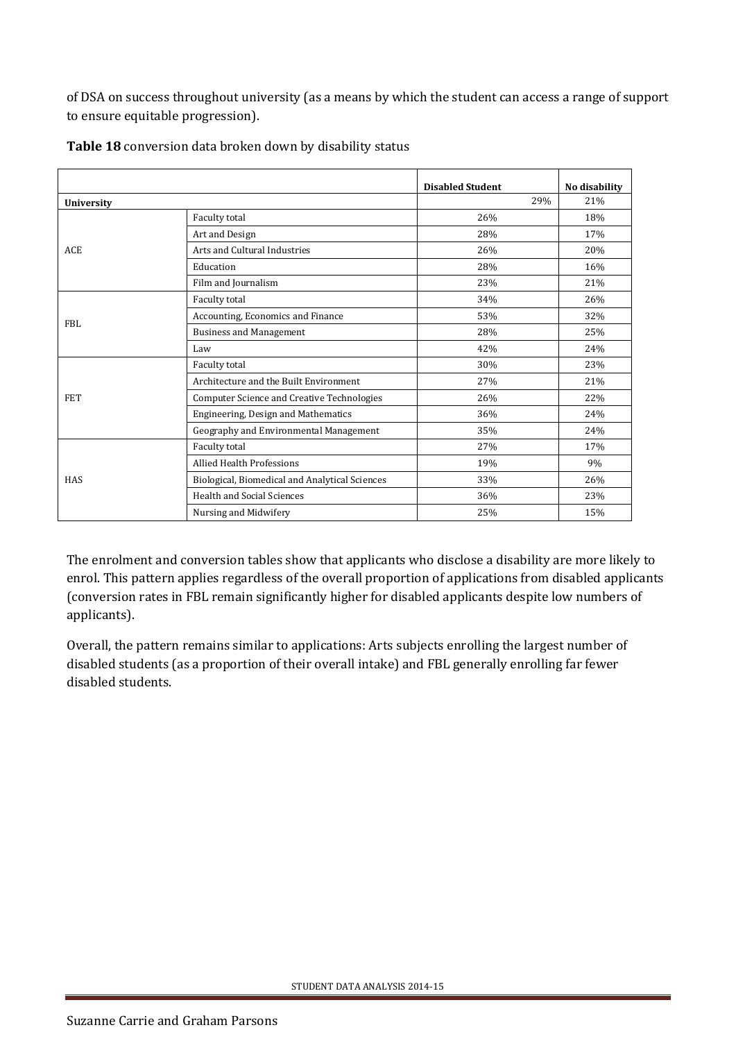of DSA on success throughout university (as a means by which the student can access a range of support to ensure equitable progression).

**Table 18** conversion data broken down by disability status

| | | Disabled Student | No disability |
|---|---|---|---|
| **University** | | 29% | 21% |
| ACE | Faculty total | 26% | 18% |
| | Art and Design | 28% | 17% |
| | Arts and Cultural Industries | 26% | 20% |
| | Education | 28% | 16% |
| | Film and Journalism | 23% | 21% |
| FBL | Faculty total | 34% | 26% |
| | Accounting, Economics and Finance | 53% | 32% |
| | Business and Management | 28% | 25% |
| | Law | 42% | 24% |
| FET | Faculty total | 30% | 23% |
| | Architecture and the Built Environment | 27% | 21% |
| | Computer Science and Creative Technologies | 26% | 22% |
| | Engineering, Design and Mathematics | 36% | 24% |
| | Geography and Environmental Management | 35% | 24% |
| HAS | Faculty total | 27% | 17% |
| | Allied Health Professions | 19% | 9% |
| | Biological, Biomedical and Analytical Sciences | 33% | 26% |
| | Health and Social Sciences | 36% | 23% |
| | Nursing and Midwifery | 25% | 15% |

The enrolment and conversion tables show that applicants who disclose a disability are more likely to enrol. This pattern applies regardless of the overall proportion of applications from disabled applicants (conversion rates in FBL remain significantly higher for disabled applicants despite low numbers of applicants).

Overall, the pattern remains similar to applications: Arts subjects enrolling the largest number of disabled students (as a proportion of their overall intake) and FBL generally enrolling far fewer disabled students.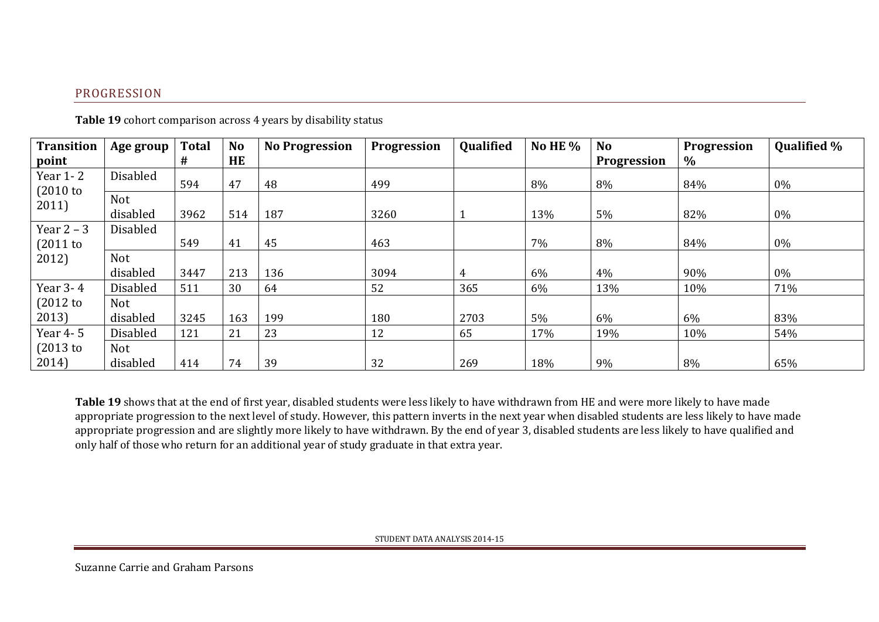## PROGRESSION

**Table 19** cohort comparison across 4 years by disability status

| Transition point | Age group | Total # | No HE | No Progression | Progression | Qualified | No HE % | No Progression | Progression % | Qualified % |
|---|---|---|---|---|---|---|---|---|---|---|
| Year 1- 2 (2010 to 2011) | Disabled | 594 | 47 | 48 | 499 | | 8% | 8% | 84% | 0% |
| | Not disabled | 3962 | 514 | 187 | 3260 | 1 | 13% | 5% | 82% | 0% |
| Year 2 – 3 (2011 to 2012) | Disabled | 549 | 41 | 45 | 463 | | 7% | 8% | 84% | 0% |
| | Not disabled | 3447 | 213 | 136 | 3094 | 4 | 6% | 4% | 90% | 0% |
| Year 3- 4 (2012 to 2013) | Disabled | 511 | 30 | 64 | 52 | 365 | 6% | 13% | 10% | 71% |
| | Not disabled | 3245 | 163 | 199 | 180 | 2703 | 5% | 6% | 6% | 83% |
| Year 4- 5 (2013 to 2014) | Disabled | 121 | 21 | 23 | 12 | 65 | 17% | 19% | 10% | 54% |
| | Not disabled | 414 | 74 | 39 | 32 | 269 | 18% | 9% | 8% | 65% |

**Table 19** shows that at the end of first year, disabled students were less likely to have withdrawn from HE and were more likely to have made appropriate progression to the next level of study. However, this pattern inverts in the next year when disabled students are less likely to have made appropriate progression and are slightly more likely to have withdrawn. By the end of year 3, disabled students are less likely to have qualified and only half of those who return for an additional year of study graduate in that extra year.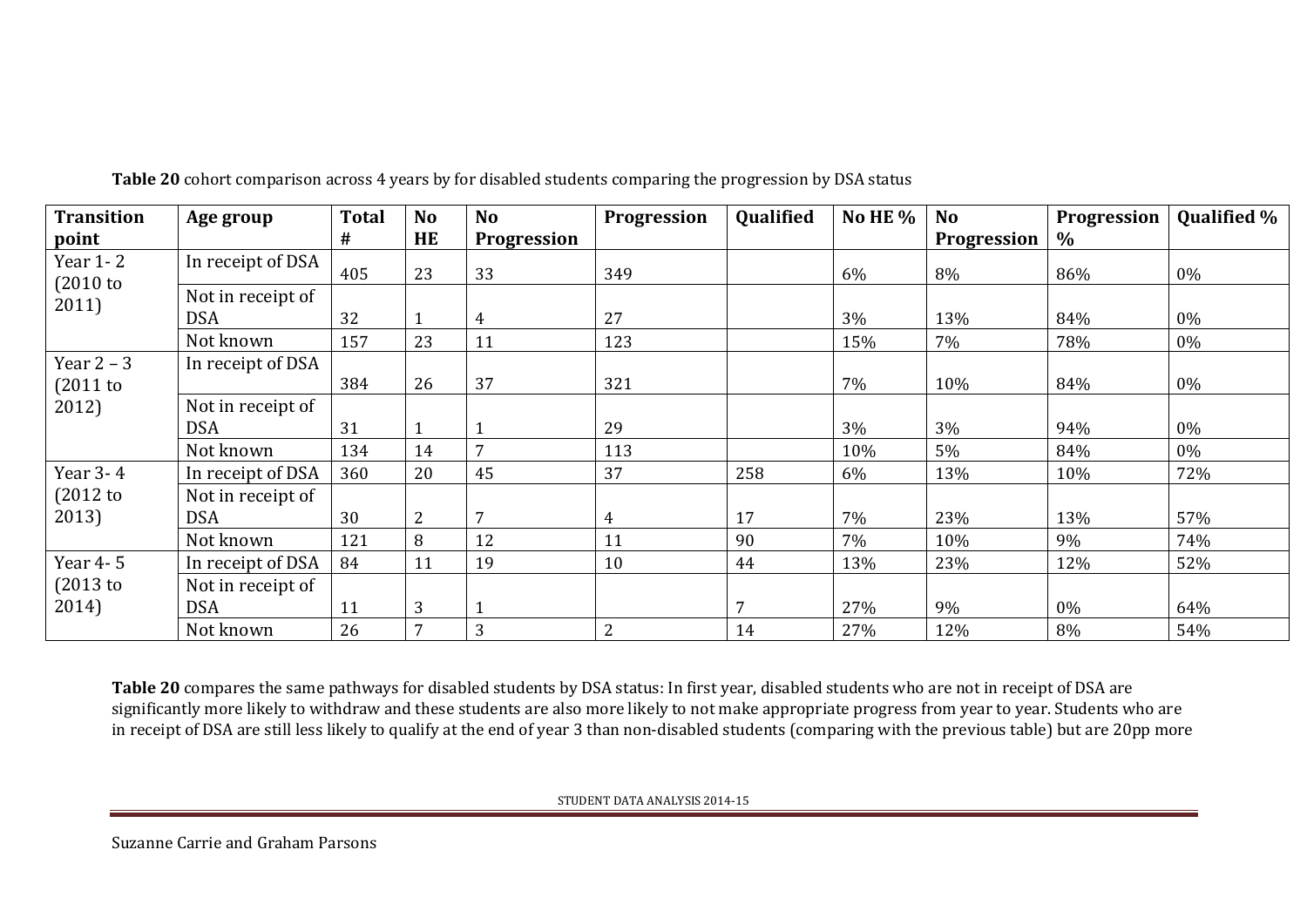**Table 20** cohort comparison across 4 years by for disabled students comparing the progression by DSA status

| Transition point | Age group | Total # | No HE | No Progression | Progression | Qualified | No HE % | No Progression | Progression % | Qualified % |
|---|---|---|---|---|---|---|---|---|---|---|
| Year 1- 2 (2010 to 2011) | In receipt of DSA | 405 | 23 | 33 | 349 | | 6% | 8% | 86% | 0% |
| | Not in receipt of DSA | 32 | 1 | 4 | 27 | | 3% | 13% | 84% | 0% |
| | Not known | 157 | 23 | 11 | 123 | | 15% | 7% | 78% | 0% |
| Year 2 – 3 (2011 to 2012) | In receipt of DSA | 384 | 26 | 37 | 321 | | 7% | 10% | 84% | 0% |
| | Not in receipt of DSA | 31 | 1 | 1 | 29 | | 3% | 3% | 94% | 0% |
| | Not known | 134 | 14 | 7 | 113 | | 10% | 5% | 84% | 0% |
| Year 3- 4 (2012 to 2013) | In receipt of DSA | 360 | 20 | 45 | 37 | 258 | 6% | 13% | 10% | 72% |
| | Not in receipt of DSA | 30 | 2 | 7 | 4 | 17 | 7% | 23% | 13% | 57% |
| | Not known | 121 | 8 | 12 | 11 | 90 | 7% | 10% | 9% | 74% |
| Year 4- 5 (2013 to 2014) | In receipt of DSA | 84 | 11 | 19 | 10 | 44 | 13% | 23% | 12% | 52% |
| | Not in receipt of DSA | 11 | 3 | 1 | | 7 | 27% | 9% | 0% | 64% |
| | Not known | 26 | 7 | 3 | 2 | 14 | 27% | 12% | 8% | 54% |

**Table 20** compares the same pathways for disabled students by DSA status: In first year, disabled students who are not in receipt of DSA are significantly more likely to withdraw and these students are also more likely to not make appropriate progress from year to year. Students who are in receipt of DSA are still less likely to qualify at the end of year 3 than non-disabled students (comparing with the previous table) but are 20pp more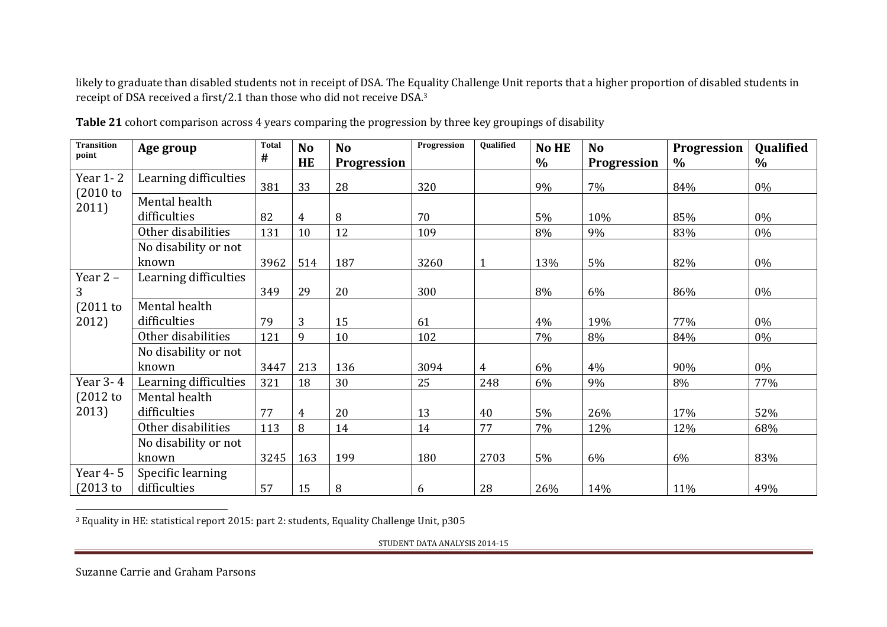likely to graduate than disabled students not in receipt of DSA. The Equality Challenge Unit reports that a higher proportion of disabled students in receipt of DSA received a first/2.1 than those who did not receive DSA.[3]

**Table 21** cohort comparison across 4 years comparing the progression by three key groupings of disability

| Transition point | Age group | Total # | No HE | No Progression | Progression | Qualified | No HE % | No Progression | Progression % | Qualified % |
|---|---|---|---|---|---|---|---|---|---|---|
| Year 1- 2 (2010 to 2011) | Learning difficulties | 381 | 33 | 28 | 320 | | 9% | 7% | 84% | 0% |
| | Mental health difficulties | 82 | 4 | 8 | 70 | | 5% | 10% | 85% | 0% |
| | Other disabilities | 131 | 10 | 12 | 109 | | 8% | 9% | 83% | 0% |
| | No disability or not known | 3962 | 514 | 187 | 3260 | 1 | 13% | 5% | 82% | 0% |
| Year 2 – 3 (2011 to 2012) | Learning difficulties | 349 | 29 | 20 | 300 | | 8% | 6% | 86% | 0% |
| | Mental health difficulties | 79 | 3 | 15 | 61 | | 4% | 19% | 77% | 0% |
| | Other disabilities | 121 | 9 | 10 | 102 | | 7% | 8% | 84% | 0% |
| | No disability or not known | 3447 | 213 | 136 | 3094 | 4 | 6% | 4% | 90% | 0% |
| Year 3- 4 (2012 to 2013) | Learning difficulties | 321 | 18 | 30 | 25 | 248 | 6% | 9% | 8% | 77% |
| | Mental health difficulties | 77 | 4 | 20 | 13 | 40 | 5% | 26% | 17% | 52% |
| | Other disabilities | 113 | 8 | 14 | 14 | 77 | 7% | 12% | 12% | 68% |
| | No disability or not known | 3245 | 163 | 199 | 180 | 2703 | 5% | 6% | 6% | 83% |
| Year 4- 5 (2013 to | Specific learning difficulties | 57 | 15 | 8 | 6 | 28 | 26% | 14% | 11% | 49% |

[3] Equality in HE: statistical report 2015: part 2: students, Equality Challenge Unit, p305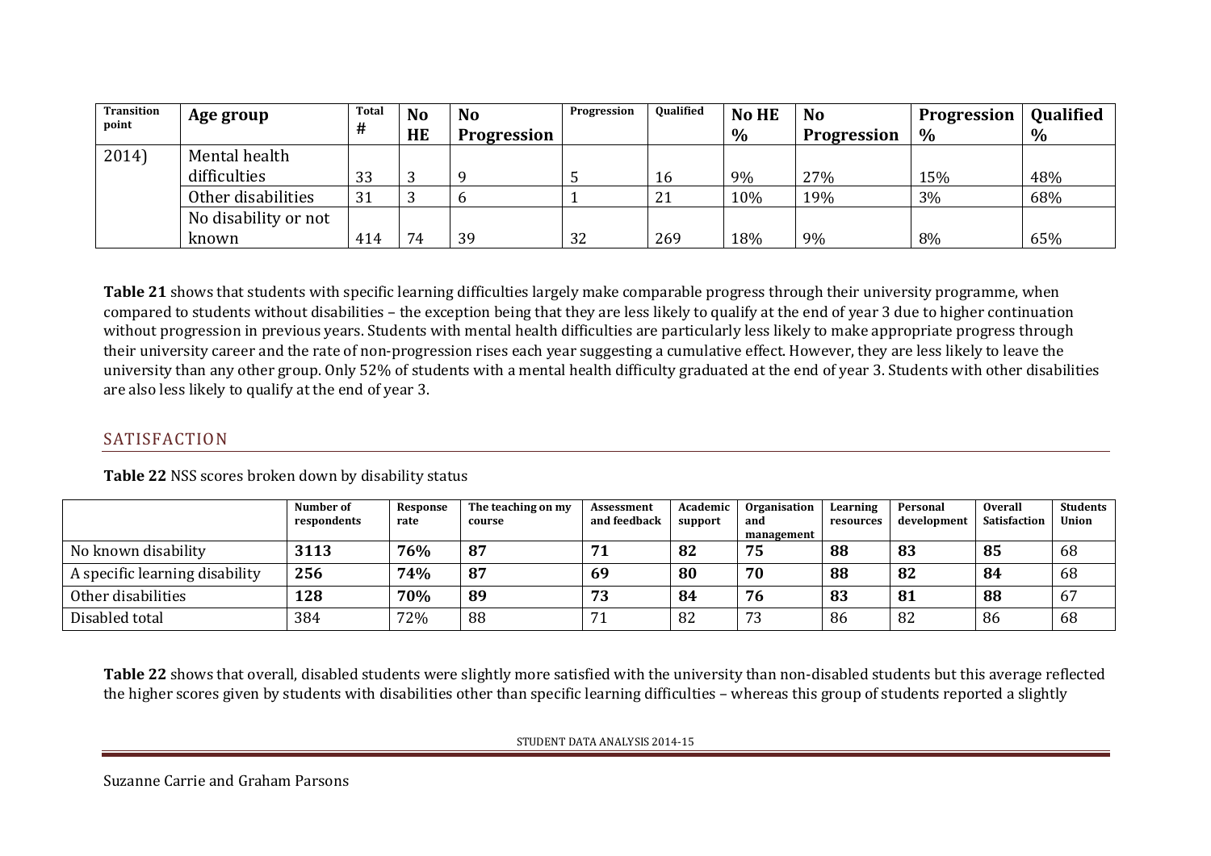| Transition point | Age group | Total # | No HE | No Progression | Progression | Qualified | No HE % | No Progression | Progression % | Qualified % |
|---|---|---|---|---|---|---|---|---|---|---|
| 2014) | Mental health difficulties | 33 | 3 | 9 | 5 | 16 | 9% | 27% | 15% | 48% |
| | Other disabilities | 31 | 3 | 6 | 1 | 21 | 10% | 19% | 3% | 68% |
| | No disability or not known | 414 | 74 | 39 | 32 | 269 | 18% | 9% | 8% | 65% |

**Table 21** shows that students with specific learning difficulties largely make comparable progress through their university programme, when compared to students without disabilities – the exception being that they are less likely to qualify at the end of year 3 due to higher continuation without progression in previous years. Students with mental health difficulties are particularly less likely to make appropriate progress through their university career and the rate of non-progression rises each year suggesting a cumulative effect. However, they are less likely to leave the university than any other group. Only 52% of students with a mental health difficulty graduated at the end of year 3. Students with other disabilities are also less likely to qualify at the end of year 3.

## SATISFACTION

**Table 22** NSS scores broken down by disability status

| | Number of respondents | Response rate | The teaching on my course | Assessment and feedback | Academic support | Organisation and management | Learning resources | Personal development | Overall Satisfaction | Students Union |
|---|---|---|---|---|---|---|---|---|---|---|
| No known disability | **3113** | **76%** | **87** | **71** | **82** | **75** | **88** | **83** | **85** | 68 |
| A specific learning disability | **256** | **74%** | **87** | **69** | **80** | **70** | **88** | **82** | **84** | 68 |
| Other disabilities | **128** | **70%** | **89** | **73** | **84** | **76** | **83** | **81** | **88** | 67 |
| Disabled total | 384 | 72% | 88 | 71 | 82 | 73 | 86 | 82 | 86 | 68 |

**Table 22** shows that overall, disabled students were slightly more satisfied with the university than non-disabled students but this average reflected the higher scores given by students with disabilities other than specific learning difficulties – whereas this group of students reported a slightly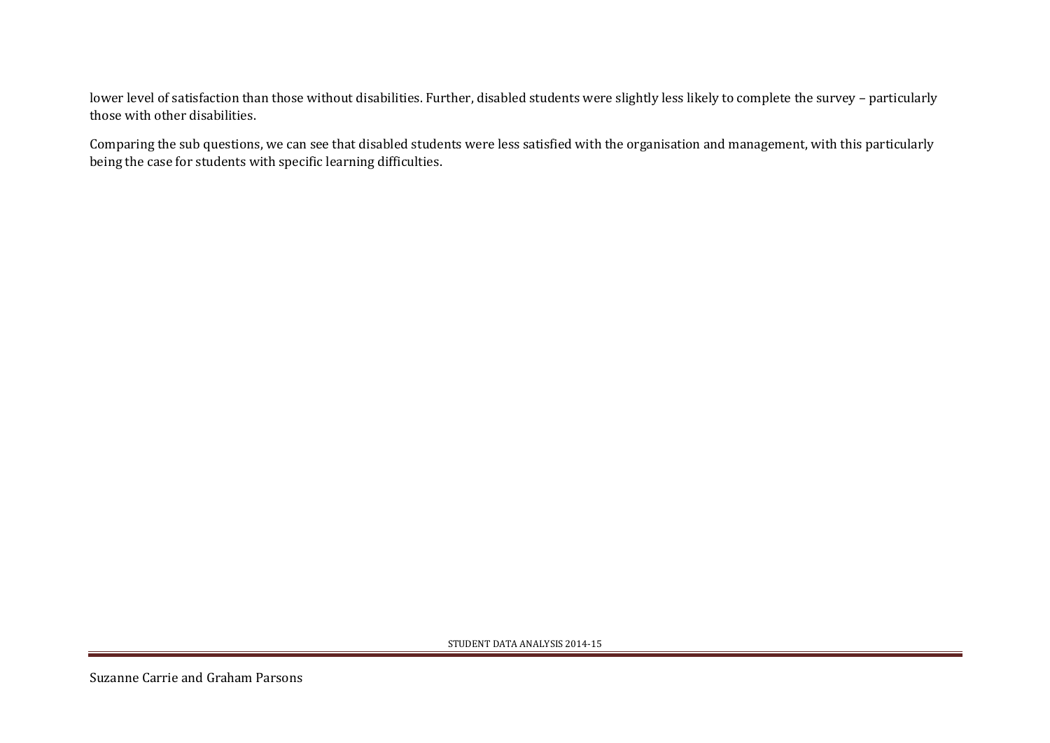lower level of satisfaction than those without disabilities. Further, disabled students were slightly less likely to complete the survey – particularly those with other disabilities.

Comparing the sub questions, we can see that disabled students were less satisfied with the organisation and management, with this particularly being the case for students with specific learning difficulties.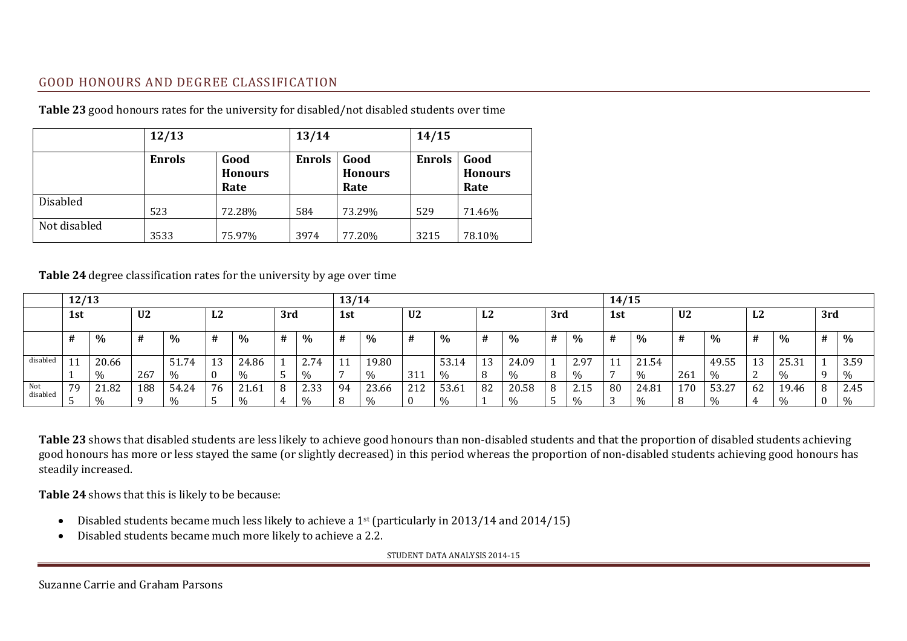## GOOD HONOURS AND DEGREE CLASSIFICATION

**Table 23** good honours rates for the university for disabled/not disabled students over time

| | 12/13 | | 13/14 | | 14/15 | |
|---|---|---|---|---|---|---|
| | **Enrols** | **Good Honours Rate** | **Enrols** | **Good Honours Rate** | **Enrols** | **Good Honours Rate** |
| Disabled | 523 | 72.28% | 584 | 73.29% | 529 | 71.46% |
| Not disabled | 3533 | 75.97% | 3974 | 77.20% | 3215 | 78.10% |

**Table 24** degree classification rates for the university by age over time

| | 12/13 | | | | | | | | 13/14 | | | | | | | | 14/15 | | | | | | | |
|---|---|---|---|---|---|---|---|---|---|---|---|---|---|---|---|---|---|---|---|---|---|---|---|---|
| | 1st | | U2 | | L2 | | 3rd | | 1st | | U2 | | L2 | | 3rd | | 1st | | U2 | | L2 | | 3rd | |
| | # | % | # | % | # | % | # | % | # | % | # | % | # | % | # | % | # | % | # | % | # | % | # | % |
| disabled | 111 | 20.66% | 267 | 51.74% | 130 | 24.86% | 15 | 2.74% | 117 | 19.80% | 311 | 53.14% | 138 | 24.09% | 18 | 2.97% | 117 | 21.54% | 261 | 49.55% | 132 | 25.31% | 19 | 3.59% |
| Not disabled | 795 | 21.82% | 1889 | 54.24% | 765 | 21.61% | 84 | 2.33% | 948 | 23.66% | 2120 | 53.61% | 821 | 20.58% | 85 | 2.15% | 803 | 24.81% | 1708 | 53.27% | 624 | 19.46% | 80 | 2.45% |

**Table 23** shows that disabled students are less likely to achieve good honours than non-disabled students and that the proportion of disabled students achieving good honours has more or less stayed the same (or slightly decreased) in this period whereas the proportion of non-disabled students achieving good honours has steadily increased.

**Table 24** shows that this is likely to be because:

- Disabled students became much less likely to achieve a 1st (particularly in 2013/14 and 2014/15)
- Disabled students became much more likely to achieve a 2.2.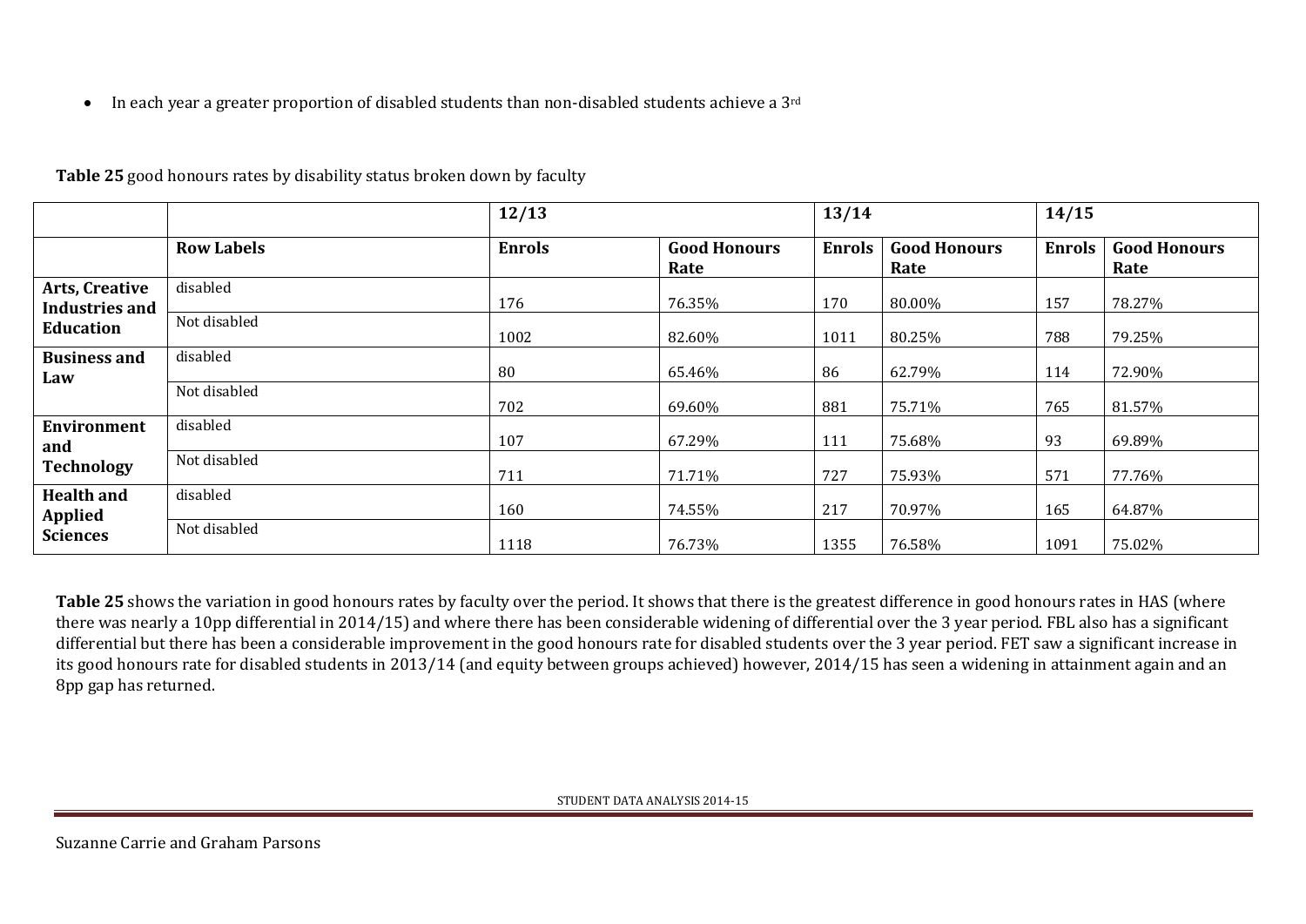- In each year a greater proportion of disabled students than non-disabled students achieve a 3rd

**Table 25** good honours rates by disability status broken down by faculty

| | | 12/13 | | 13/14 | | 14/15 | |
|---|---|---|---|---|---|---|---|
| | **Row Labels** | **Enrols** | **Good Honours Rate** | **Enrols** | **Good Honours Rate** | **Enrols** | **Good Honours Rate** |
| **Arts, Creative Industries and Education** | disabled | 176 | 76.35% | 170 | 80.00% | 157 | 78.27% |
| | Not disabled | 1002 | 82.60% | 1011 | 80.25% | 788 | 79.25% |
| **Business and Law** | disabled | 80 | 65.46% | 86 | 62.79% | 114 | 72.90% |
| | Not disabled | 702 | 69.60% | 881 | 75.71% | 765 | 81.57% |
| **Environment and Technology** | disabled | 107 | 67.29% | 111 | 75.68% | 93 | 69.89% |
| | Not disabled | 711 | 71.71% | 727 | 75.93% | 571 | 77.76% |
| **Health and Applied Sciences** | disabled | 160 | 74.55% | 217 | 70.97% | 165 | 64.87% |
| | Not disabled | 1118 | 76.73% | 1355 | 76.58% | 1091 | 75.02% |

**Table 25** shows the variation in good honours rates by faculty over the period. It shows that there is the greatest difference in good honours rates in HAS (where there was nearly a 10pp differential in 2014/15) and where there has been considerable widening of differential over the 3 year period. FBL also has a significant differential but there has been a considerable improvement in the good honours rate for disabled students over the 3 year period. FET saw a significant increase in its good honours rate for disabled students in 2013/14 (and equity between groups achieved) however, 2014/15 has seen a widening in attainment again and an 8pp gap has returned.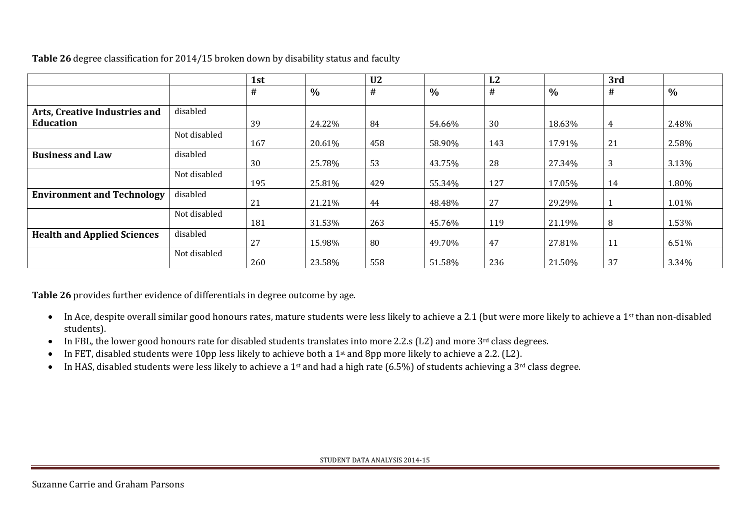**Table 26** degree classification for 2014/15 broken down by disability status and faculty

| | | 1st | | U2 | | L2 | | 3rd | |
|---|---|---|---|---|---|---|---|---|---|
| | | # | % | # | % | # | % | # | % |
| **Arts, Creative Industries and Education** | disabled | 39 | 24.22% | 84 | 54.66% | 30 | 18.63% | 4 | 2.48% |
| | Not disabled | 167 | 20.61% | 458 | 58.90% | 143 | 17.91% | 21 | 2.58% |
| **Business and Law** | disabled | 30 | 25.78% | 53 | 43.75% | 28 | 27.34% | 3 | 3.13% |
| | Not disabled | 195 | 25.81% | 429 | 55.34% | 127 | 17.05% | 14 | 1.80% |
| **Environment and Technology** | disabled | 21 | 21.21% | 44 | 48.48% | 27 | 29.29% | 1 | 1.01% |
| | Not disabled | 181 | 31.53% | 263 | 45.76% | 119 | 21.19% | 8 | 1.53% |
| **Health and Applied Sciences** | disabled | 27 | 15.98% | 80 | 49.70% | 47 | 27.81% | 11 | 6.51% |
| | Not disabled | 260 | 23.58% | 558 | 51.58% | 236 | 21.50% | 37 | 3.34% |

**Table 26** provides further evidence of differentials in degree outcome by age.

- In Ace, despite overall similar good honours rates, mature students were less likely to achieve a 2.1 (but were more likely to achieve a 1st than non-disabled students).
- In FBL, the lower good honours rate for disabled students translates into more 2.2.s (L2) and more 3rd class degrees.
- In FET, disabled students were 10pp less likely to achieve both a 1st and 8pp more likely to achieve a 2.2. (L2).
- In HAS, disabled students were less likely to achieve a 1st and had a high rate (6.5%) of students achieving a 3rd class degree.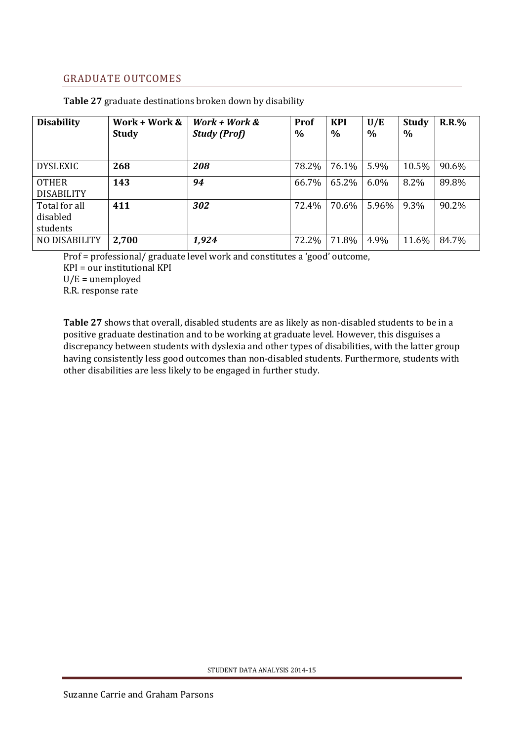## GRADUATE OUTCOMES

**Table 27** graduate destinations broken down by disability

| Disability | Work + Work & Study | *Work + Work & Study (Prof)* | Prof % | KPI % | U/E % | Study % | R.R.% |
|---|---|---|---|---|---|---|---|
| DYSLEXIC | **268** | ***208*** | 78.2% | 76.1% | 5.9% | 10.5% | 90.6% |
| OTHER DISABILITY | **143** | ***94*** | 66.7% | 65.2% | 6.0% | 8.2% | 89.8% |
| Total for all disabled students | **411** | ***302*** | 72.4% | 70.6% | 5.96% | 9.3% | 90.2% |
| NO DISABILITY | **2,700** | ***1,924*** | 72.2% | 71.8% | 4.9% | 11.6% | 84.7% |

Prof = professional/ graduate level work and constitutes a 'good' outcome,
KPI = our institutional KPI
U/E = unemployed
R.R. response rate

**Table 27** shows that overall, disabled students are as likely as non-disabled students to be in a positive graduate destination and to be working at graduate level. However, this disguises a discrepancy between students with dyslexia and other types of disabilities, with the latter group having consistently less good outcomes than non-disabled students. Furthermore, students with other disabilities are less likely to be engaged in further study.